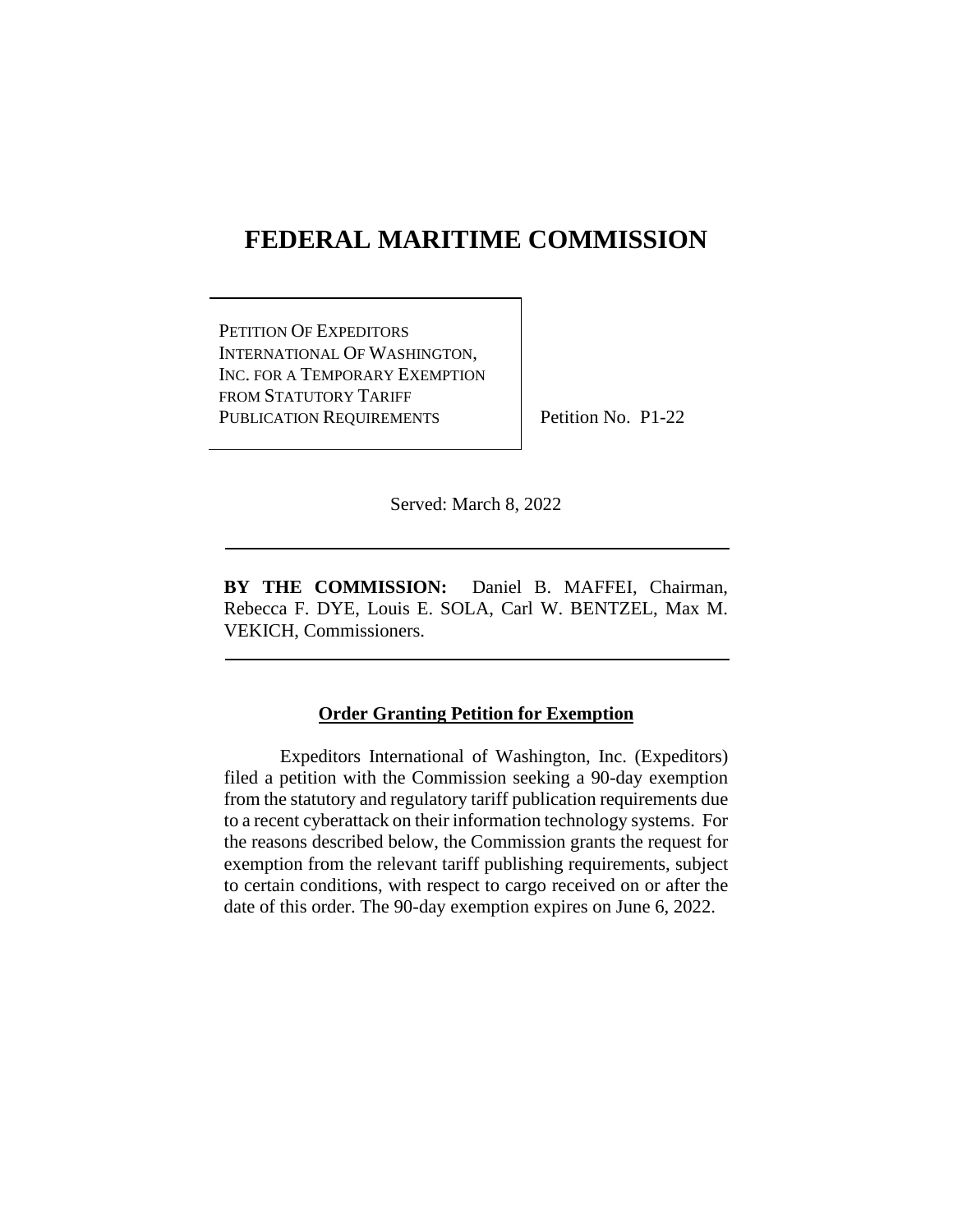# FEDERAL MARITIME COMMISSION

| PETITION OF EXPEDITORS INTERNATIONAL OF WASHINGTON, INC. FOR A TEMPORARY EXEMPTION FROM STATUTORY TARIFF PUBLICATION REQUIREMENTS | Petition No. P1-22 |
|---|---|

Served: March 8, 2022

---

**BY THE COMMISSION:** Daniel B. MAFFEI, Chairman, Rebecca F. DYE, Louis E. SOLA, Carl W. BENTZEL, Max M. VEKICH, Commissioners.

---

**Order Granting Petition for Exemption**

Expeditors International of Washington, Inc. (Expeditors) filed a petition with the Commission seeking a 90-day exemption from the statutory and regulatory tariff publication requirements due to a recent cyberattack on their information technology systems. For the reasons described below, the Commission grants the request for exemption from the relevant tariff publishing requirements, subject to certain conditions, with respect to cargo received on or after the date of this order. The 90-day exemption expires on June 6, 2022.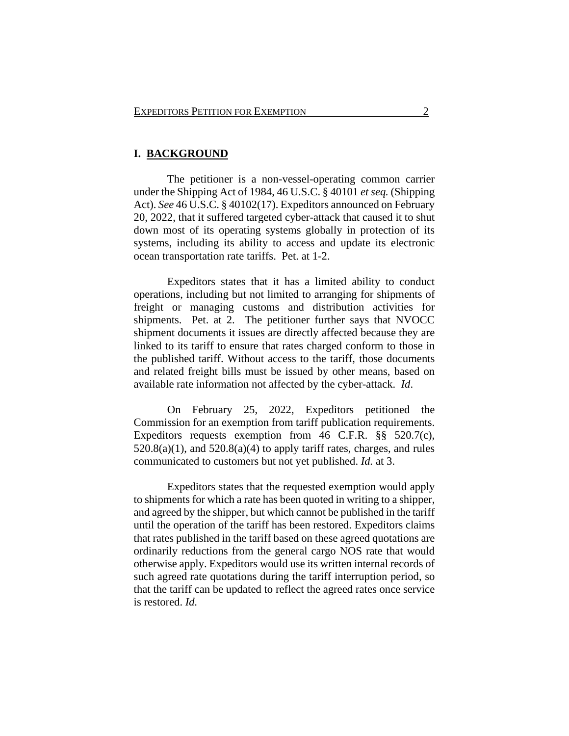## I. BACKGROUND

The petitioner is a non-vessel-operating common carrier under the Shipping Act of 1984, 46 U.S.C. § 40101 *et seq.* (Shipping Act). *See* 46 U.S.C. § 40102(17). Expeditors announced on February 20, 2022, that it suffered targeted cyber-attack that caused it to shut down most of its operating systems globally in protection of its systems, including its ability to access and update its electronic ocean transportation rate tariffs. Pet. at 1-2.

Expeditors states that it has a limited ability to conduct operations, including but not limited to arranging for shipments of freight or managing customs and distribution activities for shipments. Pet. at 2. The petitioner further says that NVOCC shipment documents it issues are directly affected because they are linked to its tariff to ensure that rates charged conform to those in the published tariff. Without access to the tariff, those documents and related freight bills must be issued by other means, based on available rate information not affected by the cyber-attack. *Id*.

On February 25, 2022, Expeditors petitioned the Commission for an exemption from tariff publication requirements. Expeditors requests exemption from 46 C.F.R. §§ 520.7(c), 520.8(a)(1), and 520.8(a)(4) to apply tariff rates, charges, and rules communicated to customers but not yet published. *Id.* at 3.

Expeditors states that the requested exemption would apply to shipments for which a rate has been quoted in writing to a shipper, and agreed by the shipper, but which cannot be published in the tariff until the operation of the tariff has been restored. Expeditors claims that rates published in the tariff based on these agreed quotations are ordinarily reductions from the general cargo NOS rate that would otherwise apply. Expeditors would use its written internal records of such agreed rate quotations during the tariff interruption period, so that the tariff can be updated to reflect the agreed rates once service is restored. *Id.*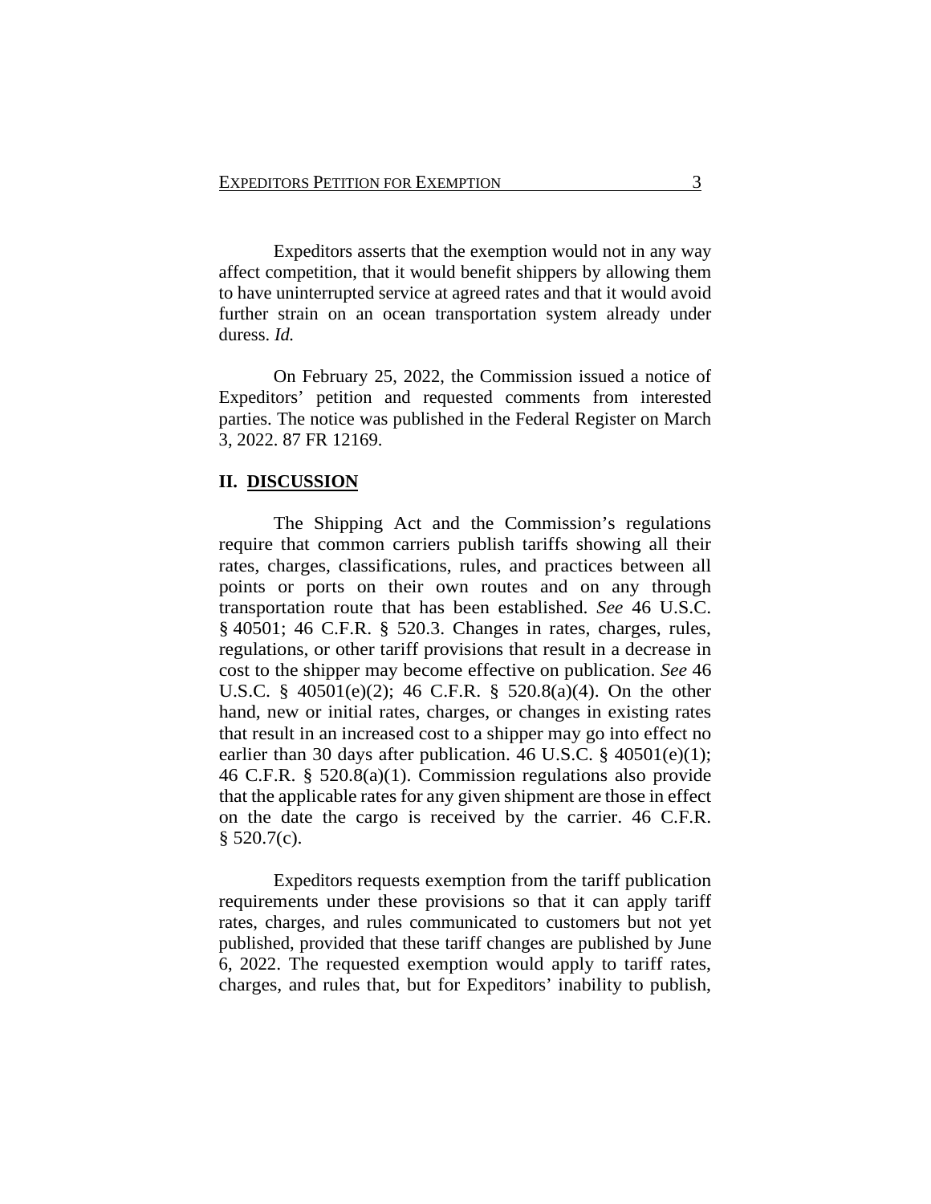Expeditors asserts that the exemption would not in any way affect competition, that it would benefit shippers by allowing them to have uninterrupted service at agreed rates and that it would avoid further strain on an ocean transportation system already under duress. *Id.*

On February 25, 2022, the Commission issued a notice of Expeditors' petition and requested comments from interested parties. The notice was published in the Federal Register on March 3, 2022. 87 FR 12169.

## II. DISCUSSION

The Shipping Act and the Commission's regulations require that common carriers publish tariffs showing all their rates, charges, classifications, rules, and practices between all points or ports on their own routes and on any through transportation route that has been established. *See* 46 U.S.C. § 40501; 46 C.F.R. § 520.3. Changes in rates, charges, rules, regulations, or other tariff provisions that result in a decrease in cost to the shipper may become effective on publication. *See* 46 U.S.C. § 40501(e)(2); 46 C.F.R. § 520.8(a)(4). On the other hand, new or initial rates, charges, or changes in existing rates that result in an increased cost to a shipper may go into effect no earlier than 30 days after publication. 46 U.S.C. § 40501(e)(1); 46 C.F.R. § 520.8(a)(1). Commission regulations also provide that the applicable rates for any given shipment are those in effect on the date the cargo is received by the carrier. 46 C.F.R. § 520.7(c).

Expeditors requests exemption from the tariff publication requirements under these provisions so that it can apply tariff rates, charges, and rules communicated to customers but not yet published, provided that these tariff changes are published by June 6, 2022. The requested exemption would apply to tariff rates, charges, and rules that, but for Expeditors' inability to publish,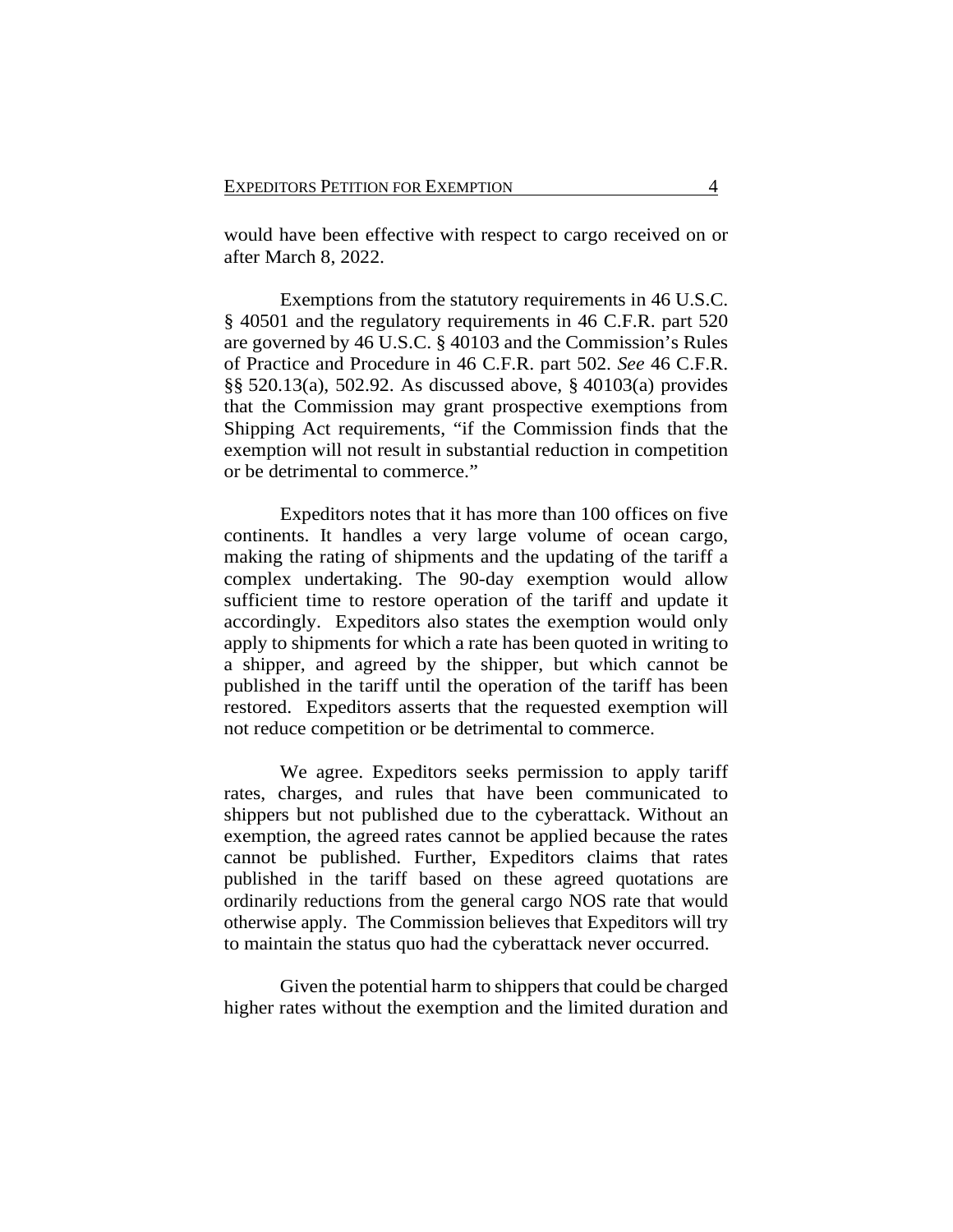would have been effective with respect to cargo received on or after March 8, 2022.

Exemptions from the statutory requirements in 46 U.S.C. § 40501 and the regulatory requirements in 46 C.F.R. part 520 are governed by 46 U.S.C. § 40103 and the Commission's Rules of Practice and Procedure in 46 C.F.R. part 502. *See* 46 C.F.R. §§ 520.13(a), 502.92. As discussed above, § 40103(a) provides that the Commission may grant prospective exemptions from Shipping Act requirements, "if the Commission finds that the exemption will not result in substantial reduction in competition or be detrimental to commerce."

Expeditors notes that it has more than 100 offices on five continents. It handles a very large volume of ocean cargo, making the rating of shipments and the updating of the tariff a complex undertaking. The 90-day exemption would allow sufficient time to restore operation of the tariff and update it accordingly. Expeditors also states the exemption would only apply to shipments for which a rate has been quoted in writing to a shipper, and agreed by the shipper, but which cannot be published in the tariff until the operation of the tariff has been restored. Expeditors asserts that the requested exemption will not reduce competition or be detrimental to commerce.

We agree. Expeditors seeks permission to apply tariff rates, charges, and rules that have been communicated to shippers but not published due to the cyberattack. Without an exemption, the agreed rates cannot be applied because the rates cannot be published. Further, Expeditors claims that rates published in the tariff based on these agreed quotations are ordinarily reductions from the general cargo NOS rate that would otherwise apply. The Commission believes that Expeditors will try to maintain the status quo had the cyberattack never occurred.

Given the potential harm to shippers that could be charged higher rates without the exemption and the limited duration and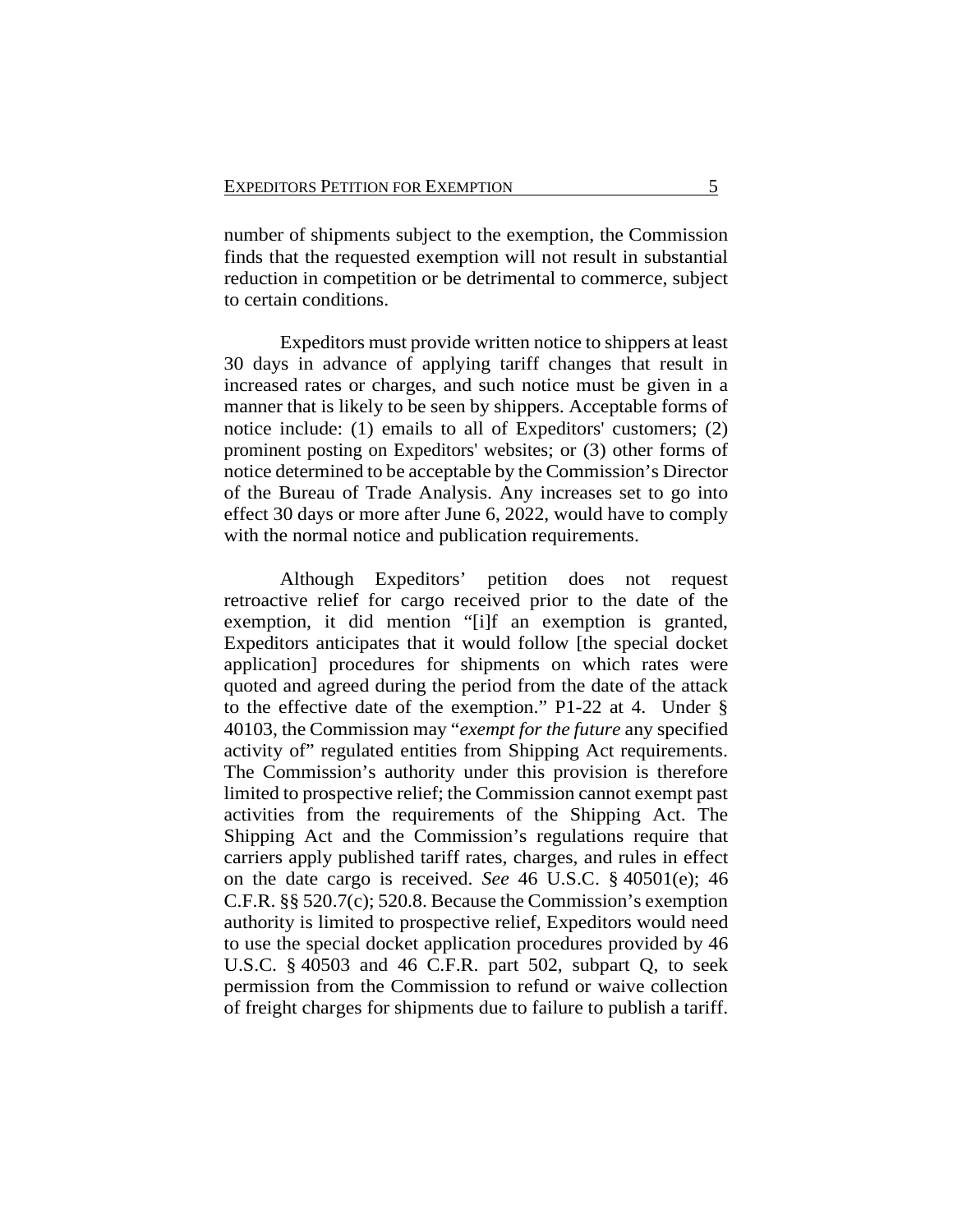number of shipments subject to the exemption, the Commission finds that the requested exemption will not result in substantial reduction in competition or be detrimental to commerce, subject to certain conditions.

Expeditors must provide written notice to shippers at least 30 days in advance of applying tariff changes that result in increased rates or charges, and such notice must be given in a manner that is likely to be seen by shippers. Acceptable forms of notice include: (1) emails to all of Expeditors' customers; (2) prominent posting on Expeditors' websites; or (3) other forms of notice determined to be acceptable by the Commission's Director of the Bureau of Trade Analysis. Any increases set to go into effect 30 days or more after June 6, 2022, would have to comply with the normal notice and publication requirements.

Although Expeditors' petition does not request retroactive relief for cargo received prior to the date of the exemption, it did mention "[i]f an exemption is granted, Expeditors anticipates that it would follow [the special docket application] procedures for shipments on which rates were quoted and agreed during the period from the date of the attack to the effective date of the exemption." P1-22 at 4. Under § 40103, the Commission may "*exempt for the future* any specified activity of" regulated entities from Shipping Act requirements. The Commission's authority under this provision is therefore limited to prospective relief; the Commission cannot exempt past activities from the requirements of the Shipping Act. The Shipping Act and the Commission's regulations require that carriers apply published tariff rates, charges, and rules in effect on the date cargo is received. *See* 46 U.S.C. § 40501(e); 46 C.F.R. §§ 520.7(c); 520.8. Because the Commission's exemption authority is limited to prospective relief, Expeditors would need to use the special docket application procedures provided by 46 U.S.C. § 40503 and 46 C.F.R. part 502, subpart Q, to seek permission from the Commission to refund or waive collection of freight charges for shipments due to failure to publish a tariff.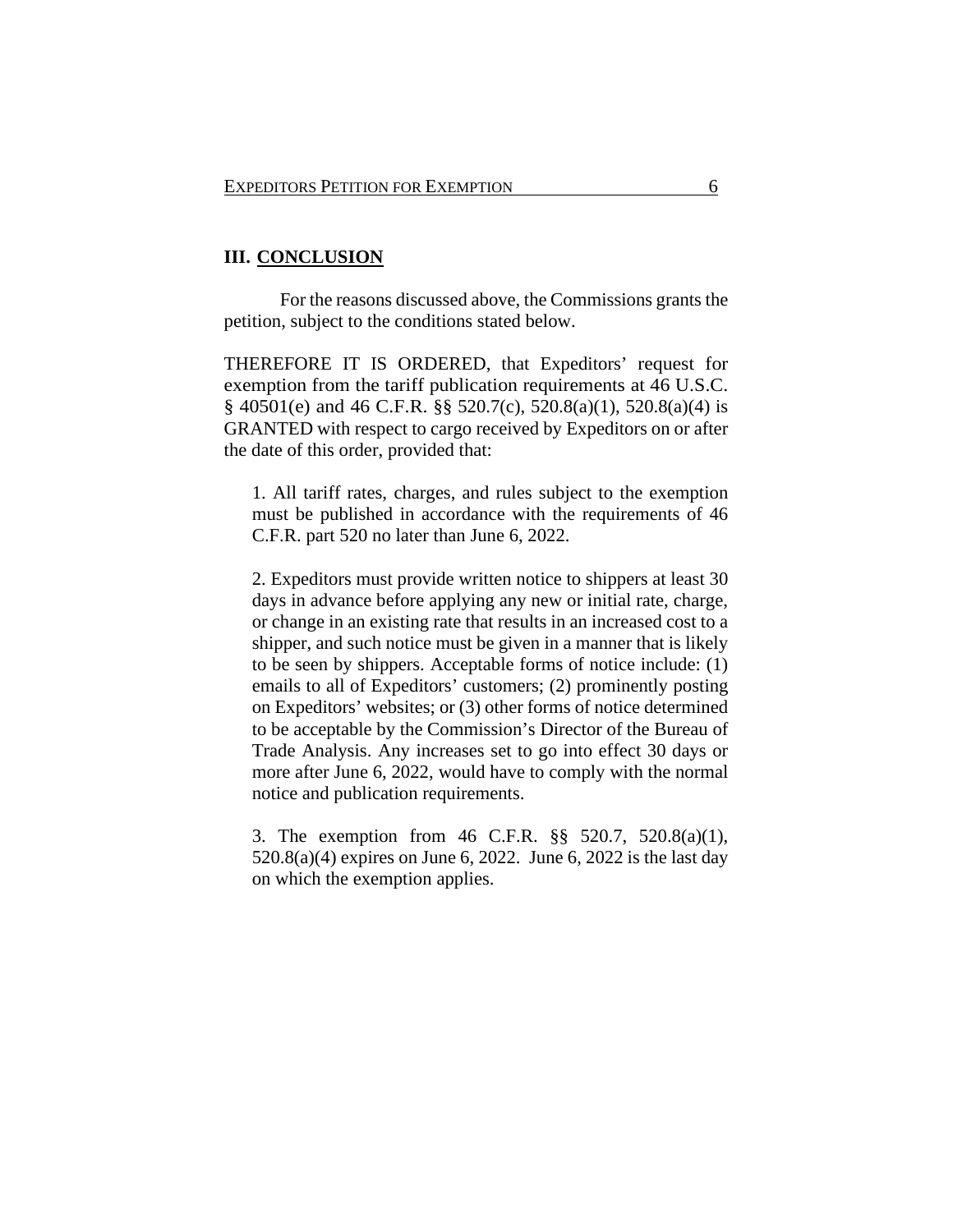## III. CONCLUSION

For the reasons discussed above, the Commissions grants the petition, subject to the conditions stated below.

THEREFORE IT IS ORDERED, that Expeditors' request for exemption from the tariff publication requirements at 46 U.S.C. § 40501(e) and 46 C.F.R. §§ 520.7(c), 520.8(a)(1), 520.8(a)(4) is GRANTED with respect to cargo received by Expeditors on or after the date of this order, provided that:

1. All tariff rates, charges, and rules subject to the exemption must be published in accordance with the requirements of 46 C.F.R. part 520 no later than June 6, 2022.

2. Expeditors must provide written notice to shippers at least 30 days in advance before applying any new or initial rate, charge, or change in an existing rate that results in an increased cost to a shipper, and such notice must be given in a manner that is likely to be seen by shippers. Acceptable forms of notice include: (1) emails to all of Expeditors' customers; (2) prominently posting on Expeditors' websites; or (3) other forms of notice determined to be acceptable by the Commission's Director of the Bureau of Trade Analysis. Any increases set to go into effect 30 days or more after June 6, 2022, would have to comply with the normal notice and publication requirements.

3. The exemption from 46 C.F.R. §§ 520.7, 520.8(a)(1), 520.8(a)(4) expires on June 6, 2022. June 6, 2022 is the last day on which the exemption applies.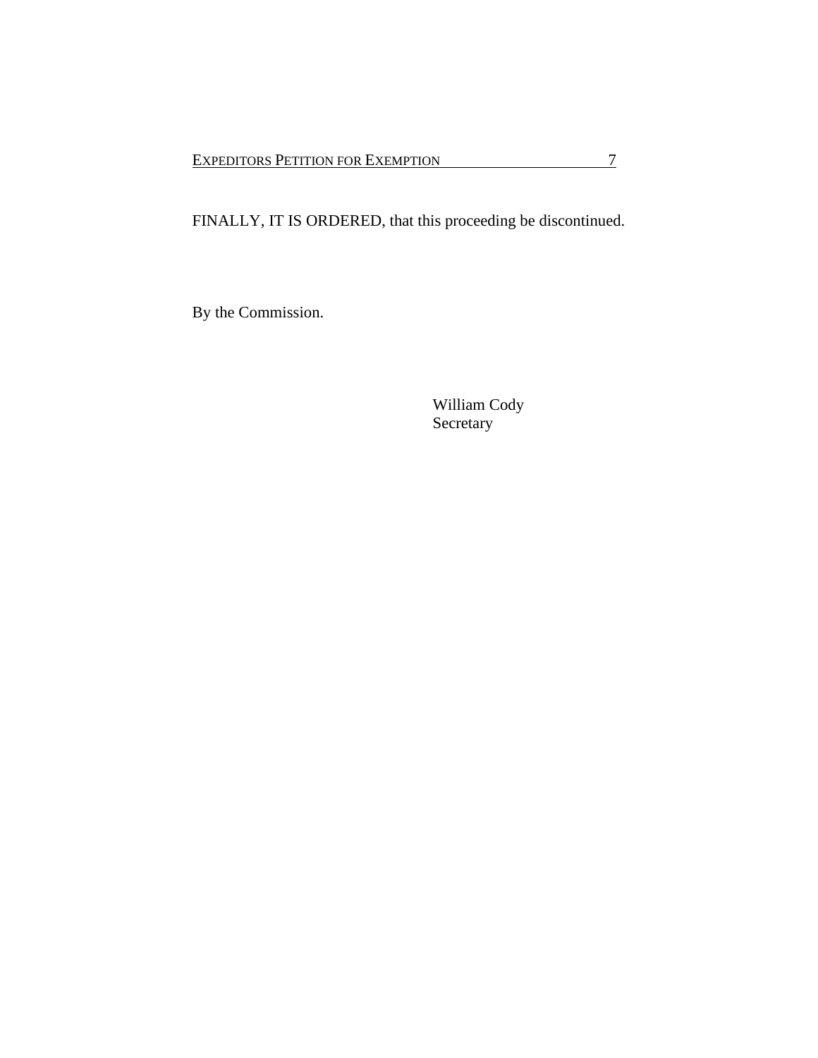FINALLY, IT IS ORDERED, that this proceeding be discontinued.

By the Commission.

William Cody
Secretary